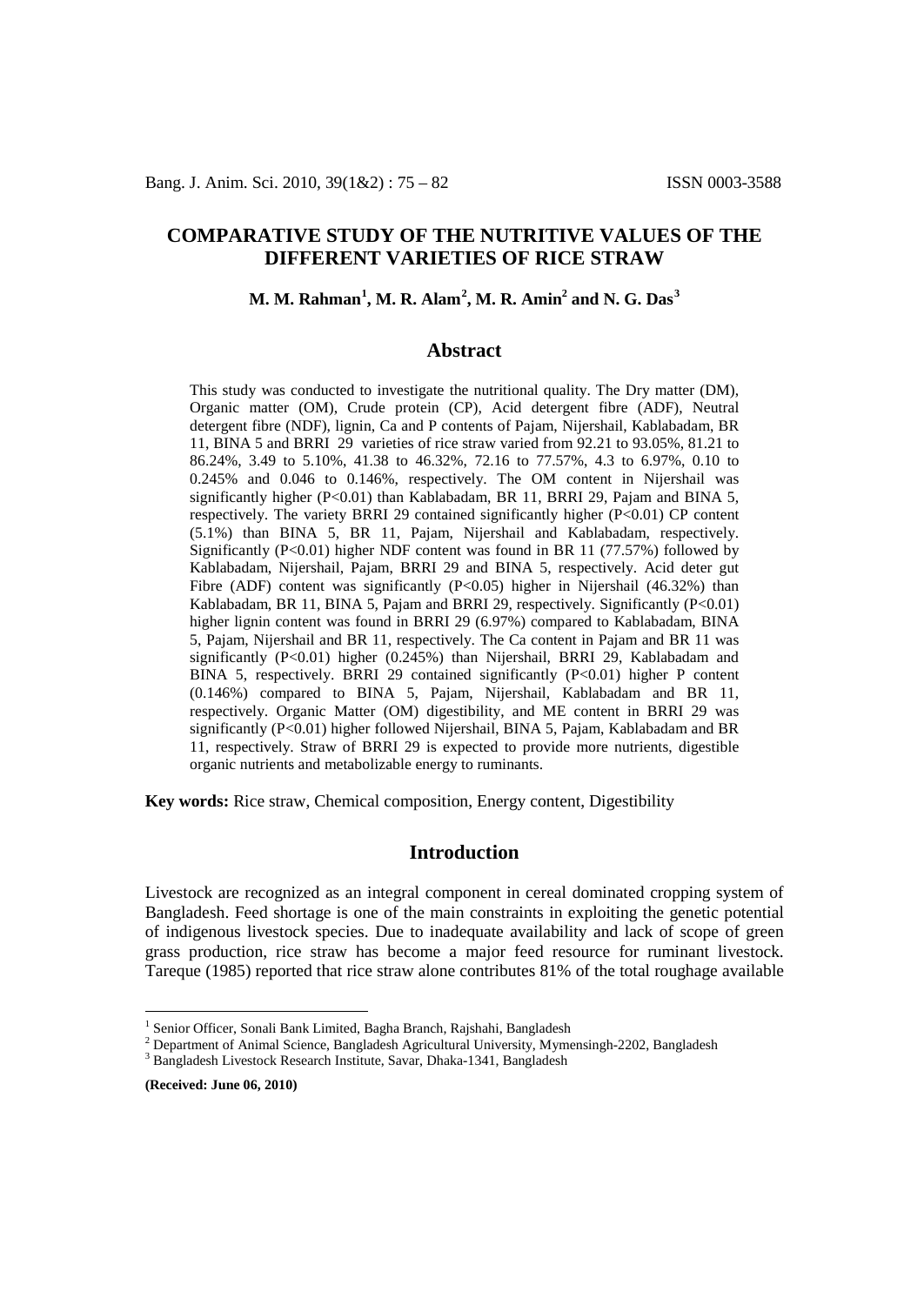# COMPARATIVE STUDY OF THE NUTRITIVE VALUES OF THE DIFFERENT VARIETIES OF RICE STRAW

**M. M. Rahman[1], M. R. Alam[2], M. R. Amin[2] and N. G. Das[3]**

## Abstract

This study was conducted to investigate the nutritional quality. The Dry matter (DM), Organic matter (OM), Crude protein (CP), Acid detergent fibre (ADF), Neutral detergent fibre (NDF), lignin, Ca and P contents of Pajam, Nijershail, Kablabadam, BR 11, BINA 5 and BRRI 29 varieties of rice straw varied from 92.21 to 93.05%, 81.21 to 86.24%, 3.49 to 5.10%, 41.38 to 46.32%, 72.16 to 77.57%, 4.3 to 6.97%, 0.10 to 0.245% and 0.046 to 0.146%, respectively. The OM content in Nijershail was significantly higher (P<0.01) than Kablabadam, BR 11, BRRI 29, Pajam and BINA 5, respectively. The variety BRRI 29 contained significantly higher (P<0.01) CP content (5.1%) than BINA 5, BR 11, Pajam, Nijershail and Kablabadam, respectively. Significantly (P<0.01) higher NDF content was found in BR 11 (77.57%) followed by Kablabadam, Nijershail, Pajam, BRRI 29 and BINA 5, respectively. Acid deter gut Fibre (ADF) content was significantly (P<0.05) higher in Nijershail (46.32%) than Kablabadam, BR 11, BINA 5, Pajam and BRRI 29, respectively. Significantly (P<0.01) higher lignin content was found in BRRI 29 (6.97%) compared to Kablabadam, BINA 5, Pajam, Nijershail and BR 11, respectively. The Ca content in Pajam and BR 11 was significantly (P<0.01) higher (0.245%) than Nijershail, BRRI 29, Kablabadam and BINA 5, respectively. BRRI 29 contained significantly (P<0.01) higher P content (0.146%) compared to BINA 5, Pajam, Nijershail, Kablabadam and BR 11, respectively. Organic Matter (OM) digestibility, and ME content in BRRI 29 was significantly (P<0.01) higher followed Nijershail, BINA 5, Pajam, Kablabadam and BR 11, respectively. Straw of BRRI 29 is expected to provide more nutrients, digestible organic nutrients and metabolizable energy to ruminants.

**Key words:** Rice straw, Chemical composition, Energy content, Digestibility

## Introduction

Livestock are recognized as an integral component in cereal dominated cropping system of Bangladesh. Feed shortage is one of the main constraints in exploiting the genetic potential of indigenous livestock species. Due to inadequate availability and lack of scope of green grass production, rice straw has become a major feed resource for ruminant livestock. Tareque (1985) reported that rice straw alone contributes 81% of the total roughage available

---

[1] Senior Officer, Sonali Bank Limited, Bagha Branch, Rajshahi, Bangladesh

[2] Department of Animal Science, Bangladesh Agricultural University, Mymensingh-2202, Bangladesh

[3] Bangladesh Livestock Research Institute, Savar, Dhaka-1341, Bangladesh

**(Received: June 06, 2010)**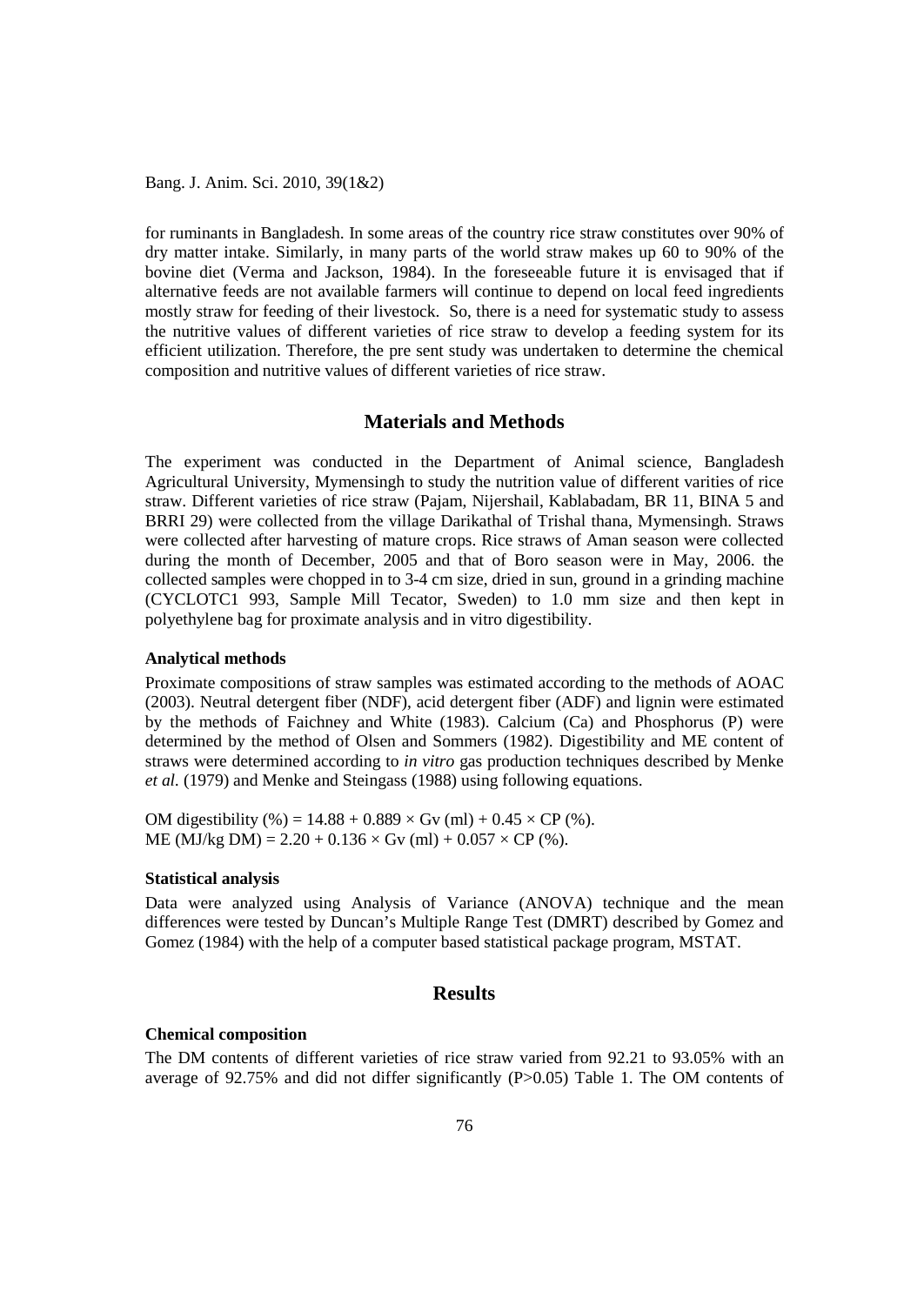for ruminants in Bangladesh. In some areas of the country rice straw constitutes over 90% of dry matter intake. Similarly, in many parts of the world straw makes up 60 to 90% of the bovine diet (Verma and Jackson, 1984). In the foreseeable future it is envisaged that if alternative feeds are not available farmers will continue to depend on local feed ingredients mostly straw for feeding of their livestock. So, there is a need for systematic study to assess the nutritive values of different varieties of rice straw to develop a feeding system for its efficient utilization. Therefore, the pre sent study was undertaken to determine the chemical composition and nutritive values of different varieties of rice straw.

## Materials and Methods

The experiment was conducted in the Department of Animal science, Bangladesh Agricultural University, Mymensingh to study the nutrition value of different varities of rice straw. Different varieties of rice straw (Pajam, Nijershail, Kablabadam, BR 11, BINA 5 and BRRI 29) were collected from the village Darikathal of Trishal thana, Mymensingh. Straws were collected after harvesting of mature crops. Rice straws of Aman season were collected during the month of December, 2005 and that of Boro season were in May, 2006. the collected samples were chopped in to 3-4 cm size, dried in sun, ground in a grinding machine (CYCLOTC1 993, Sample Mill Tecator, Sweden) to 1.0 mm size and then kept in polyethylene bag for proximate analysis and in vitro digestibility.

### Analytical methods

Proximate compositions of straw samples was estimated according to the methods of AOAC (2003). Neutral detergent fiber (NDF), acid detergent fiber (ADF) and lignin were estimated by the methods of Faichney and White (1983). Calcium (Ca) and Phosphorus (P) were determined by the method of Olsen and Sommers (1982). Digestibility and ME content of straws were determined according to *in vitro* gas production techniques described by Menke *et al.* (1979) and Menke and Steingass (1988) using following equations.

$$\text{OM digestibility (\%)} = 14.88 + 0.889 \times \text{Gv (ml)} + 0.45 \times \text{CP (\%)}.$$

$$\text{ME (MJ/kg DM)} = 2.20 + 0.136 \times \text{Gv (ml)} + 0.057 \times \text{CP (\%)}.$$

### Statistical analysis

Data were analyzed using Analysis of Variance (ANOVA) technique and the mean differences were tested by Duncan's Multiple Range Test (DMRT) described by Gomez and Gomez (1984) with the help of a computer based statistical package program, MSTAT.

## Results

### Chemical composition

The DM contents of different varieties of rice straw varied from 92.21 to 93.05% with an average of 92.75% and did not differ significantly ($P>0.05$) Table 1. The OM contents of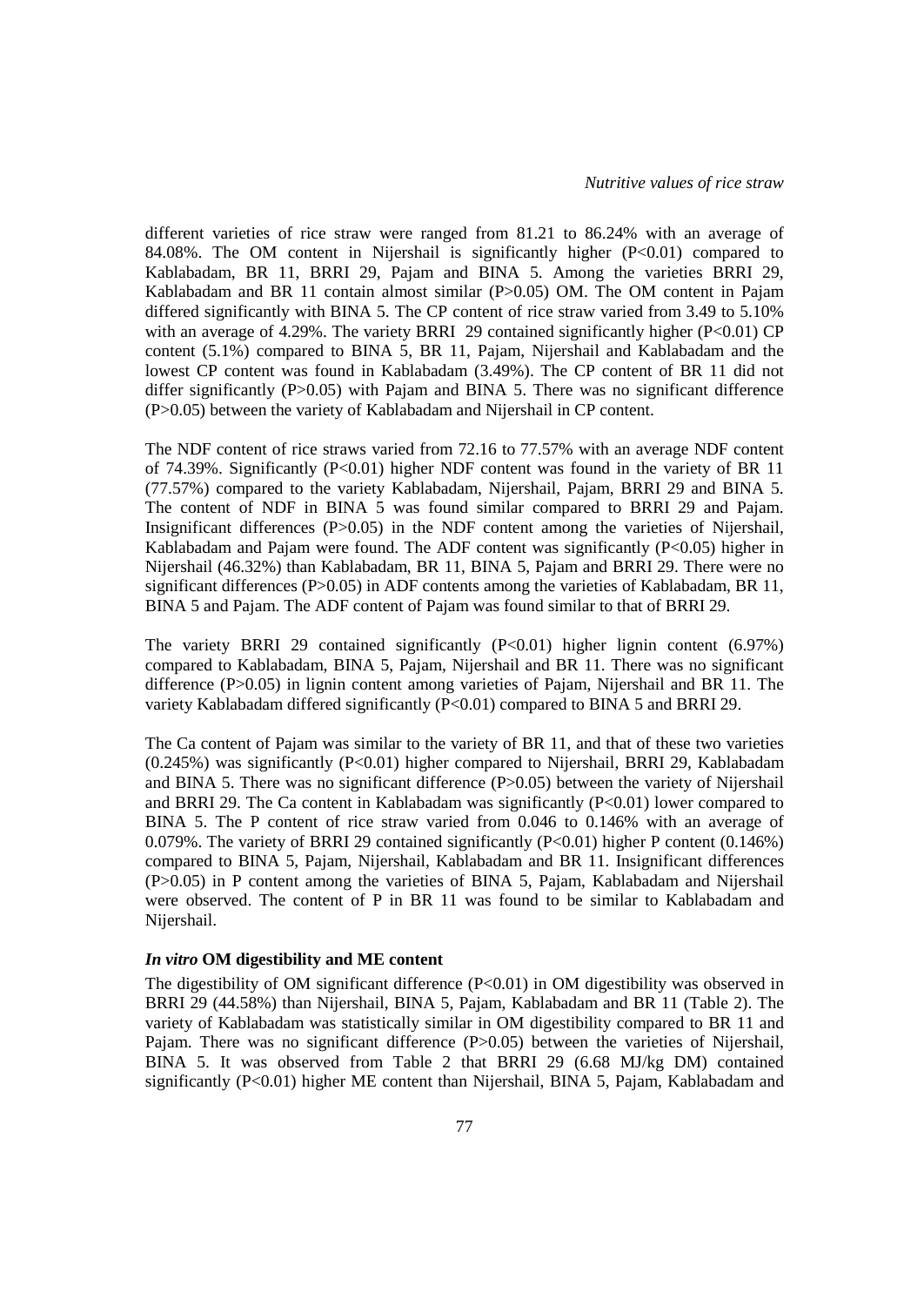different varieties of rice straw were ranged from 81.21 to 86.24% with an average of 84.08%. The OM content in Nijershail is significantly higher ($P<0.01$) compared to Kablabadam, BR 11, BRRI 29, Pajam and BINA 5. Among the varieties BRRI 29, Kablabadam and BR 11 contain almost similar ($P>0.05$) OM. The OM content in Pajam differed significantly with BINA 5. The CP content of rice straw varied from 3.49 to 5.10% with an average of 4.29%. The variety BRRI 29 contained significantly higher ($P<0.01$) CP content (5.1%) compared to BINA 5, BR 11, Pajam, Nijershail and Kablabadam and the lowest CP content was found in Kablabadam (3.49%). The CP content of BR 11 did not differ significantly ($P>0.05$) with Pajam and BINA 5. There was no significant difference ($P>0.05$) between the variety of Kablabadam and Nijershail in CP content.

The NDF content of rice straws varied from 72.16 to 77.57% with an average NDF content of 74.39%. Significantly ($P<0.01$) higher NDF content was found in the variety of BR 11 (77.57%) compared to the variety Kablabadam, Nijershail, Pajam, BRRI 29 and BINA 5. The content of NDF in BINA 5 was found similar compared to BRRI 29 and Pajam. Insignificant differences ($P>0.05$) in the NDF content among the varieties of Nijershail, Kablabadam and Pajam were found. The ADF content was significantly ($P<0.05$) higher in Nijershail (46.32%) than Kablabadam, BR 11, BINA 5, Pajam and BRRI 29. There were no significant differences ($P>0.05$) in ADF contents among the varieties of Kablabadam, BR 11, BINA 5 and Pajam. The ADF content of Pajam was found similar to that of BRRI 29.

The variety BRRI 29 contained significantly ($P<0.01$) higher lignin content (6.97%) compared to Kablabadam, BINA 5, Pajam, Nijershail and BR 11. There was no significant difference ($P>0.05$) in lignin content among varieties of Pajam, Nijershail and BR 11. The variety Kablabadam differed significantly ($P<0.01$) compared to BINA 5 and BRRI 29.

The Ca content of Pajam was similar to the variety of BR 11, and that of these two varieties (0.245%) was significantly ($P<0.01$) higher compared to Nijershail, BRRI 29, Kablabadam and BINA 5. There was no significant difference ($P>0.05$) between the variety of Nijershail and BRRI 29. The Ca content in Kablabadam was significantly ($P<0.01$) lower compared to BINA 5. The P content of rice straw varied from 0.046 to 0.146% with an average of 0.079%. The variety of BRRI 29 contained significantly ($P<0.01$) higher P content (0.146%) compared to BINA 5, Pajam, Nijershail, Kablabadam and BR 11. Insignificant differences ($P>0.05$) in P content among the varieties of BINA 5, Pajam, Kablabadam and Nijershail were observed. The content of P in BR 11 was found to be similar to Kablabadam and Nijershail.

### *In vitro* OM digestibility and ME content

The digestibility of OM significant difference ($P<0.01$) in OM digestibility was observed in BRRI 29 (44.58%) than Nijershail, BINA 5, Pajam, Kablabadam and BR 11 (Table 2). The variety of Kablabadam was statistically similar in OM digestibility compared to BR 11 and Pajam. There was no significant difference ($P>0.05$) between the varieties of Nijershail, BINA 5. It was observed from Table 2 that BRRI 29 (6.68 MJ/kg DM) contained significantly ($P<0.01$) higher ME content than Nijershail, BINA 5, Pajam, Kablabadam and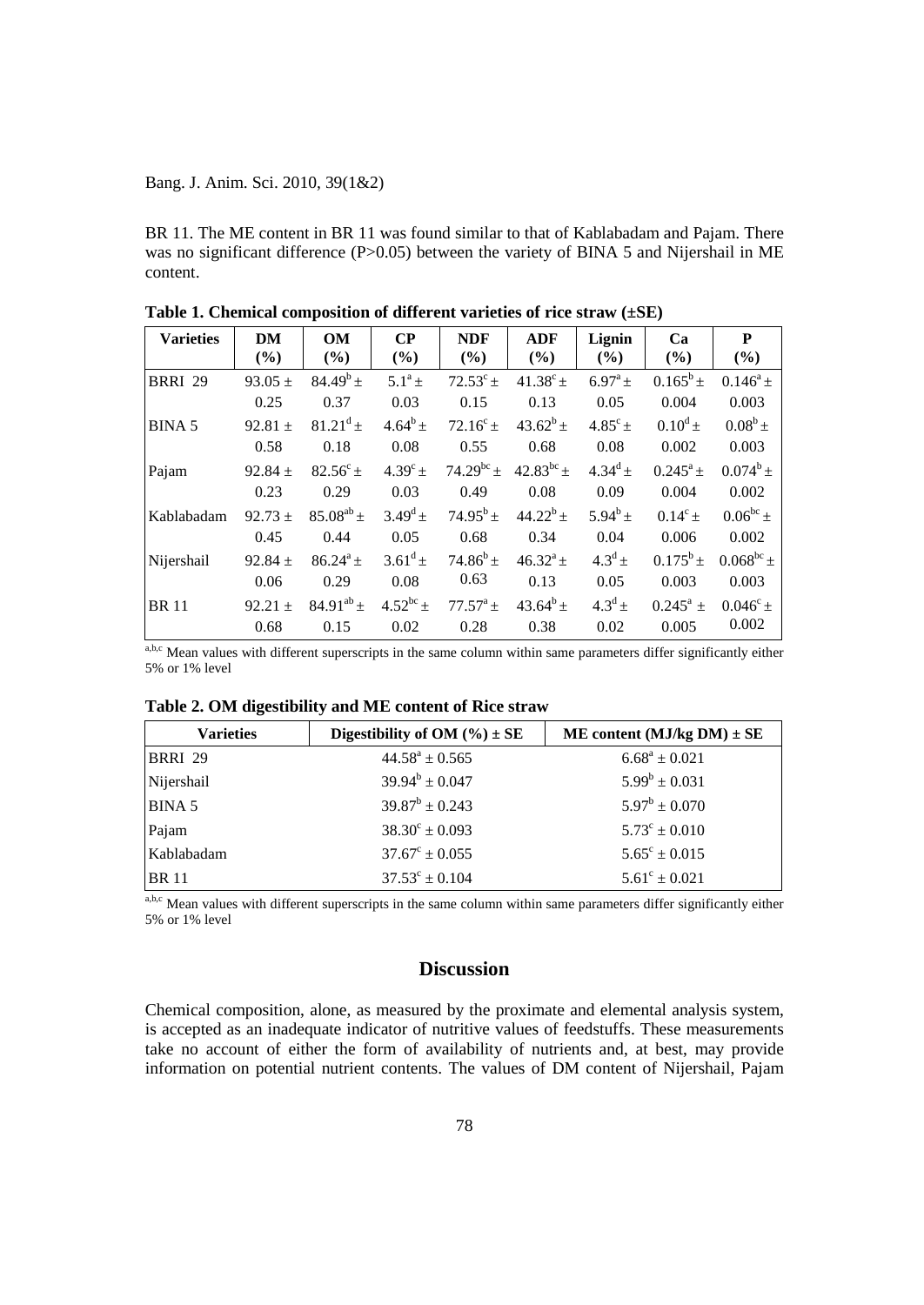BR 11. The ME content in BR 11 was found similar to that of Kablabadam and Pajam. There was no significant difference (P>0.05) between the variety of BINA 5 and Nijershail in ME content.

**Table 1. Chemical composition of different varieties of rice straw (±SE)**

| Varieties | DM (%) | OM (%) | CP (%) | NDF (%) | ADF (%) | Lignin (%) | Ca (%) | P (%) |
|---|---|---|---|---|---|---|---|---|
| BRRI 29 | 93.05 ± 0.25 | $84.49^{b}$ ± 0.37 | $5.1^{a}$ ± 0.03 | $72.53^{c}$ ± 0.15 | $41.38^{c}$ ± 0.13 | $6.97^{a}$ ± 0.05 | $0.165^{b}$ ± 0.004 | $0.146^{a}$ ± 0.003 |
| BINA 5 | 92.81 ± 0.58 | $81.21^{d}$ ± 0.18 | $4.64^{b}$ ± 0.08 | $72.16^{c}$ ± 0.55 | $43.62^{b}$ ± 0.68 | $4.85^{c}$ ± 0.08 | $0.10^{d}$ ± 0.002 | $0.08^{b}$ ± 0.003 |
| Pajam | 92.84 ± 0.23 | $82.56^{c}$ ± 0.29 | $4.39^{c}$ ± 0.03 | $74.29^{bc}$ ± 0.49 | $42.83^{bc}$ ± 0.08 | $4.34^{d}$ ± 0.09 | $0.245^{a}$ ± 0.004 | $0.074^{b}$ ± 0.002 |
| Kablabadam | 92.73 ± 0.45 | $85.08^{ab}$ ± 0.44 | $3.49^{d}$ ± 0.05 | $74.95^{b}$ ± 0.68 | $44.22^{b}$ ± 0.34 | $5.94^{b}$ ± 0.04 | $0.14^{c}$ ± 0.006 | $0.06^{bc}$ ± 0.002 |
| Nijershail | 92.84 ± 0.06 | $86.24^{a}$ ± 0.29 | $3.61^{d}$ ± 0.08 | $74.86^{b}$ ± 0.63 | $46.32^{a}$ ± 0.13 | $4.3^{d}$ ± 0.05 | $0.175^{b}$ ± 0.003 | $0.068^{bc}$ ± 0.003 |
| BR 11 | 92.21 ± 0.68 | $84.91^{ab}$ ± 0.15 | $4.52^{bc}$ ± 0.02 | $77.57^{a}$ ± 0.28 | $43.64^{b}$ ± 0.38 | $4.3^{d}$ ± 0.02 | $0.245^{a}$ ± 0.005 | $0.046^{c}$ ± 0.002 |

a,b,c Mean values with different superscripts in the same column within same parameters differ significantly either 5% or 1% level

**Table 2. OM digestibility and ME content of Rice straw**

| Varieties | Digestibility of OM (%) ± SE | ME content (MJ/kg DM) ± SE |
|---|---|---|
| BRRI 29 | $44.58^{a}$ ± 0.565 | $6.68^{a}$ ± 0.021 |
| Nijershail | $39.94^{b}$ ± 0.047 | $5.99^{b}$ ± 0.031 |
| BINA 5 | $39.87^{b}$ ± 0.243 | $5.97^{b}$ ± 0.070 |
| Pajam | $38.30^{c}$ ± 0.093 | $5.73^{c}$ ± 0.010 |
| Kablabadam | $37.67^{c}$ ± 0.055 | $5.65^{c}$ ± 0.015 |
| BR 11 | $37.53^{c}$ ± 0.104 | $5.61^{c}$ ± 0.021 |

a,b,c Mean values with different superscripts in the same column within same parameters differ significantly either 5% or 1% level

## Discussion

Chemical composition, alone, as measured by the proximate and elemental analysis system, is accepted as an inadequate indicator of nutritive values of feedstuffs. These measurements take no account of either the form of availability of nutrients and, at best, may provide information on potential nutrient contents. The values of DM content of Nijershail, Pajam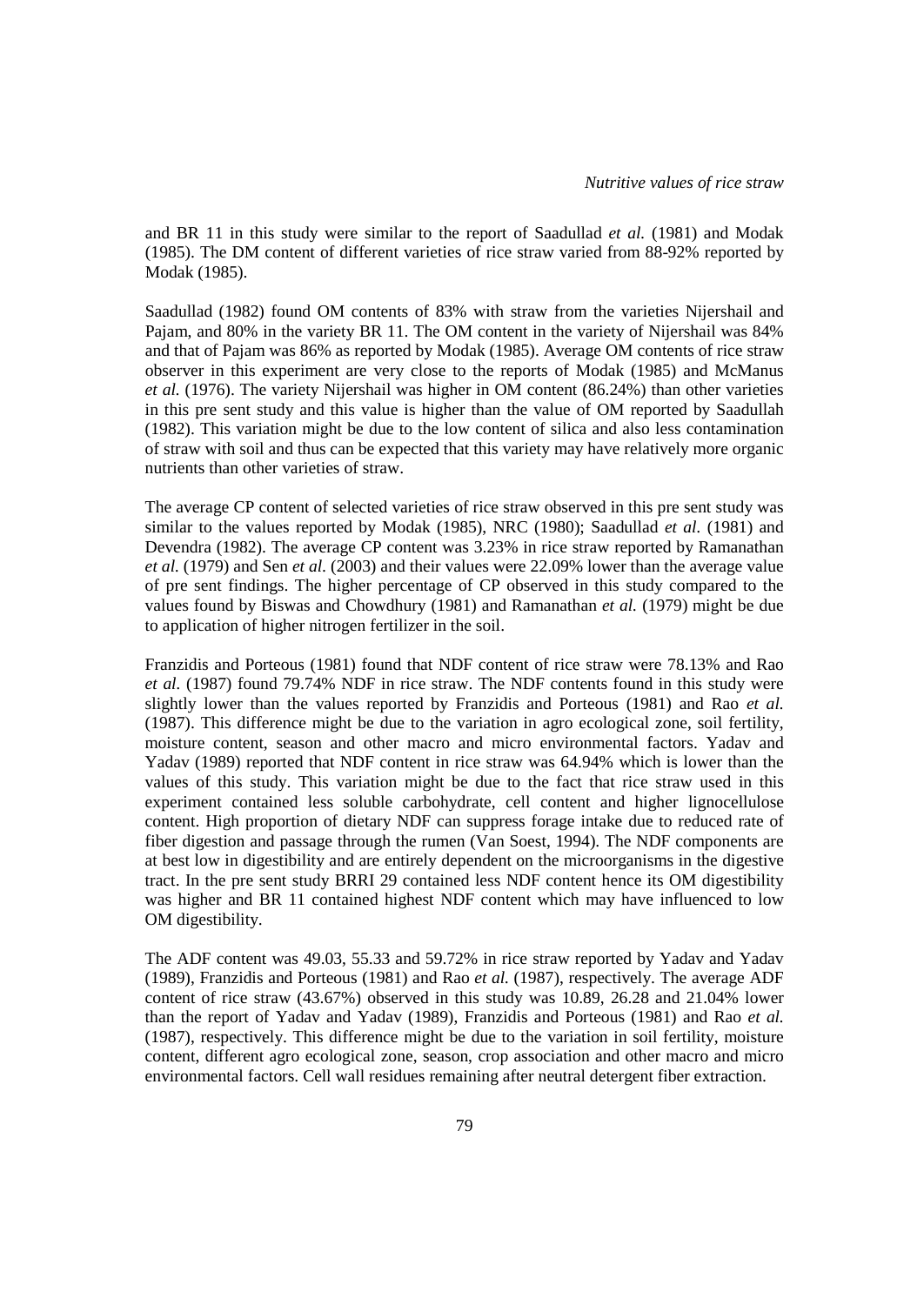and BR 11 in this study were similar to the report of Saadullad *et al.* (1981) and Modak (1985). The DM content of different varieties of rice straw varied from 88-92% reported by Modak (1985).

Saadullad (1982) found OM contents of 83% with straw from the varieties Nijershail and Pajam, and 80% in the variety BR 11. The OM content in the variety of Nijershail was 84% and that of Pajam was 86% as reported by Modak (1985). Average OM contents of rice straw observer in this experiment are very close to the reports of Modak (1985) and McManus *et al.* (1976). The variety Nijershail was higher in OM content (86.24%) than other varieties in this pre sent study and this value is higher than the value of OM reported by Saadullah (1982). This variation might be due to the low content of silica and also less contamination of straw with soil and thus can be expected that this variety may have relatively more organic nutrients than other varieties of straw.

The average CP content of selected varieties of rice straw observed in this pre sent study was similar to the values reported by Modak (1985), NRC (1980); Saadullad *et al.* (1981) and Devendra (1982). The average CP content was 3.23% in rice straw reported by Ramanathan *et al.* (1979) and Sen *et al.* (2003) and their values were 22.09% lower than the average value of pre sent findings. The higher percentage of CP observed in this study compared to the values found by Biswas and Chowdhury (1981) and Ramanathan *et al.* (1979) might be due to application of higher nitrogen fertilizer in the soil.

Franzidis and Porteous (1981) found that NDF content of rice straw were 78.13% and Rao *et al.* (1987) found 79.74% NDF in rice straw. The NDF contents found in this study were slightly lower than the values reported by Franzidis and Porteous (1981) and Rao *et al.* (1987). This difference might be due to the variation in agro ecological zone, soil fertility, moisture content, season and other macro and micro environmental factors. Yadav and Yadav (1989) reported that NDF content in rice straw was 64.94% which is lower than the values of this study. This variation might be due to the fact that rice straw used in this experiment contained less soluble carbohydrate, cell content and higher lignocellulose content. High proportion of dietary NDF can suppress forage intake due to reduced rate of fiber digestion and passage through the rumen (Van Soest, 1994). The NDF components are at best low in digestibility and are entirely dependent on the microorganisms in the digestive tract. In the pre sent study BRRI 29 contained less NDF content hence its OM digestibility was higher and BR 11 contained highest NDF content which may have influenced to low OM digestibility.

The ADF content was 49.03, 55.33 and 59.72% in rice straw reported by Yadav and Yadav (1989), Franzidis and Porteous (1981) and Rao *et al.* (1987), respectively. The average ADF content of rice straw (43.67%) observed in this study was 10.89, 26.28 and 21.04% lower than the report of Yadav and Yadav (1989), Franzidis and Porteous (1981) and Rao *et al.* (1987), respectively. This difference might be due to the variation in soil fertility, moisture content, different agro ecological zone, season, crop association and other macro and micro environmental factors. Cell wall residues remaining after neutral detergent fiber extraction.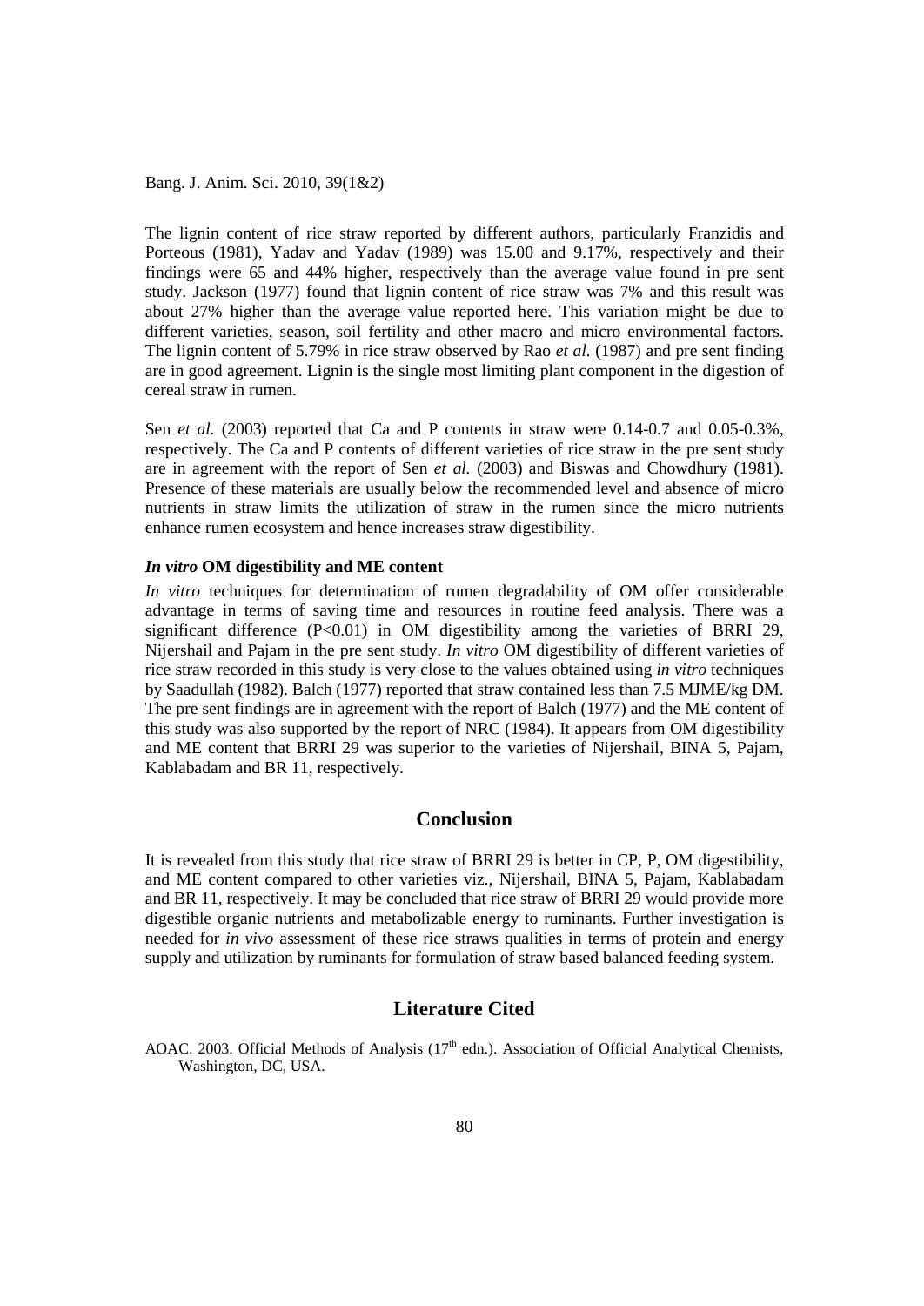The lignin content of rice straw reported by different authors, particularly Franzidis and Porteous (1981), Yadav and Yadav (1989) was 15.00 and 9.17%, respectively and their findings were 65 and 44% higher, respectively than the average value found in pre sent study. Jackson (1977) found that lignin content of rice straw was 7% and this result was about 27% higher than the average value reported here. This variation might be due to different varieties, season, soil fertility and other macro and micro environmental factors. The lignin content of 5.79% in rice straw observed by Rao *et al.* (1987) and pre sent finding are in good agreement. Lignin is the single most limiting plant component in the digestion of cereal straw in rumen.

Sen *et al.* (2003) reported that Ca and P contents in straw were 0.14-0.7 and 0.05-0.3%, respectively. The Ca and P contents of different varieties of rice straw in the pre sent study are in agreement with the report of Sen *et al.* (2003) and Biswas and Chowdhury (1981). Presence of these materials are usually below the recommended level and absence of micro nutrients in straw limits the utilization of straw in the rumen since the micro nutrients enhance rumen ecosystem and hence increases straw digestibility.

### ***In vitro* OM digestibility and ME content**

*In vitro* techniques for determination of rumen degradability of OM offer considerable advantage in terms of saving time and resources in routine feed analysis. There was a significant difference ($P<0.01$) in OM digestibility among the varieties of BRRI 29, Nijershail and Pajam in the pre sent study. *In vitro* OM digestibility of different varieties of rice straw recorded in this study is very close to the values obtained using *in vitro* techniques by Saadullah (1982). Balch (1977) reported that straw contained less than 7.5 MJME/kg DM. The pre sent findings are in agreement with the report of Balch (1977) and the ME content of this study was also supported by the report of NRC (1984). It appears from OM digestibility and ME content that BRRI 29 was superior to the varieties of Nijershail, BINA 5, Pajam, Kablabadam and BR 11, respectively.

## Conclusion

It is revealed from this study that rice straw of BRRI 29 is better in CP, P, OM digestibility, and ME content compared to other varieties viz., Nijershail, BINA 5, Pajam, Kablabadam and BR 11, respectively. It may be concluded that rice straw of BRRI 29 would provide more digestible organic nutrients and metabolizable energy to ruminants. Further investigation is needed for *in vivo* assessment of these rice straws qualities in terms of protein and energy supply and utilization by ruminants for formulation of straw based balanced feeding system.

## Literature Cited

AOAC. 2003. Official Methods of Analysis (17th edn.). Association of Official Analytical Chemists, Washington, DC, USA.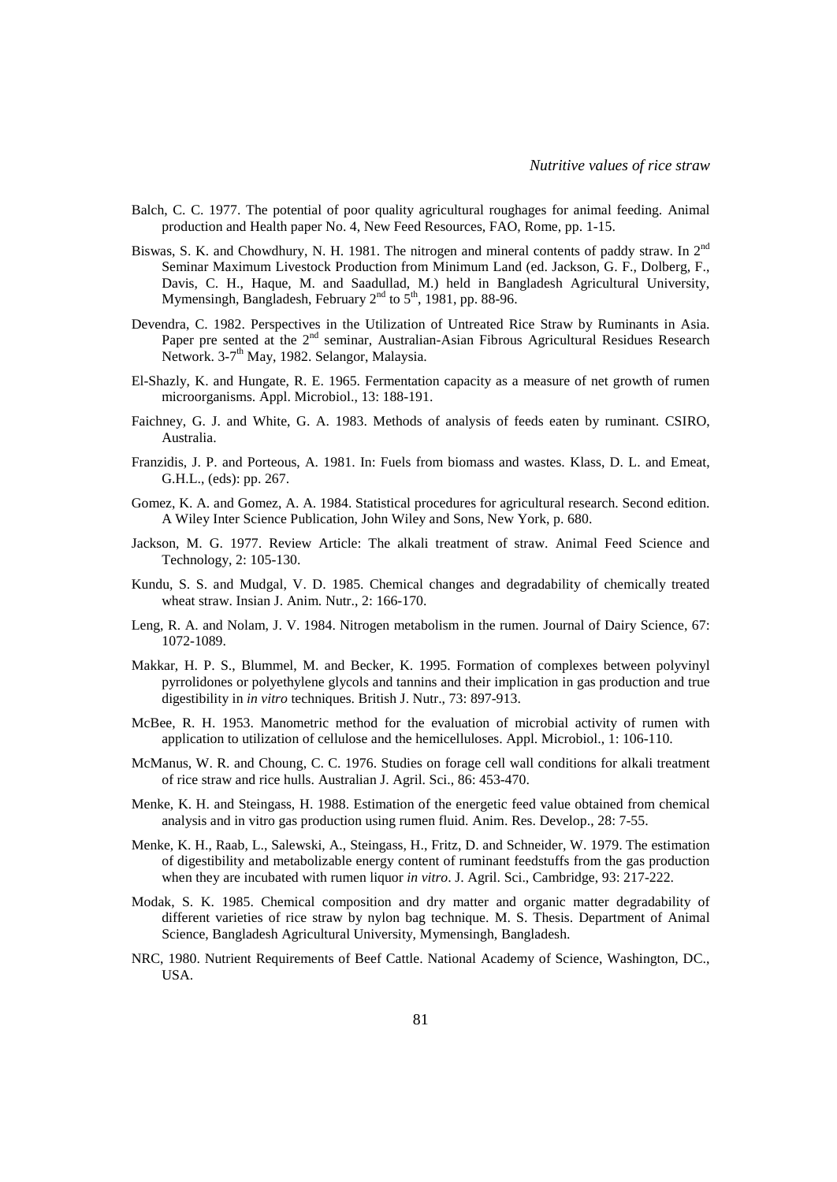Balch, C. C. 1977. The potential of poor quality agricultural roughages for animal feeding. Animal production and Health paper No. 4, New Feed Resources, FAO, Rome, pp. 1-15.

Biswas, S. K. and Chowdhury, N. H. 1981. The nitrogen and mineral contents of paddy straw. In 2nd Seminar Maximum Livestock Production from Minimum Land (ed. Jackson, G. F., Dolberg, F., Davis, C. H., Haque, M. and Saadullad, M.) held in Bangladesh Agricultural University, Mymensingh, Bangladesh, February 2nd to 5th, 1981, pp. 88-96.

Devendra, C. 1982. Perspectives in the Utilization of Untreated Rice Straw by Ruminants in Asia. Paper pre sented at the 2nd seminar, Australian-Asian Fibrous Agricultural Residues Research Network. 3-7th May, 1982. Selangor, Malaysia.

El-Shazly, K. and Hungate, R. E. 1965. Fermentation capacity as a measure of net growth of rumen microorganisms. Appl. Microbiol., 13: 188-191.

Faichney, G. J. and White, G. A. 1983. Methods of analysis of feeds eaten by ruminant. CSIRO, Australia.

Franzidis, J. P. and Porteous, A. 1981. In: Fuels from biomass and wastes. Klass, D. L. and Emeat, G.H.L., (eds): pp. 267.

Gomez, K. A. and Gomez, A. A. 1984. Statistical procedures for agricultural research. Second edition. A Wiley Inter Science Publication, John Wiley and Sons, New York, p. 680.

Jackson, M. G. 1977. Review Article: The alkali treatment of straw. Animal Feed Science and Technology, 2: 105-130.

Kundu, S. S. and Mudgal, V. D. 1985. Chemical changes and degradability of chemically treated wheat straw. Insian J. Anim. Nutr., 2: 166-170.

Leng, R. A. and Nolam, J. V. 1984. Nitrogen metabolism in the rumen. Journal of Dairy Science, 67: 1072-1089.

Makkar, H. P. S., Blummel, M. and Becker, K. 1995. Formation of complexes between polyvinyl pyrrolidones or polyethylene glycols and tannins and their implication in gas production and true digestibility in *in vitro* techniques. British J. Nutr., 73: 897-913.

McBee, R. H. 1953. Manometric method for the evaluation of microbial activity of rumen with application to utilization of cellulose and the hemicelluloses. Appl. Microbiol., 1: 106-110.

McManus, W. R. and Choung, C. C. 1976. Studies on forage cell wall conditions for alkali treatment of rice straw and rice hulls. Australian J. Agril. Sci., 86: 453-470.

Menke, K. H. and Steingass, H. 1988. Estimation of the energetic feed value obtained from chemical analysis and in vitro gas production using rumen fluid. Anim. Res. Develop., 28: 7-55.

Menke, K. H., Raab, L., Salewski, A., Steingass, H., Fritz, D. and Schneider, W. 1979. The estimation of digestibility and metabolizable energy content of ruminant feedstuffs from the gas production when they are incubated with rumen liquor *in vitro*. J. Agril. Sci., Cambridge, 93: 217-222.

Modak, S. K. 1985. Chemical composition and dry matter and organic matter degradability of different varieties of rice straw by nylon bag technique. M. S. Thesis. Department of Animal Science, Bangladesh Agricultural University, Mymensingh, Bangladesh.

NRC, 1980. Nutrient Requirements of Beef Cattle. National Academy of Science, Washington, DC., USA.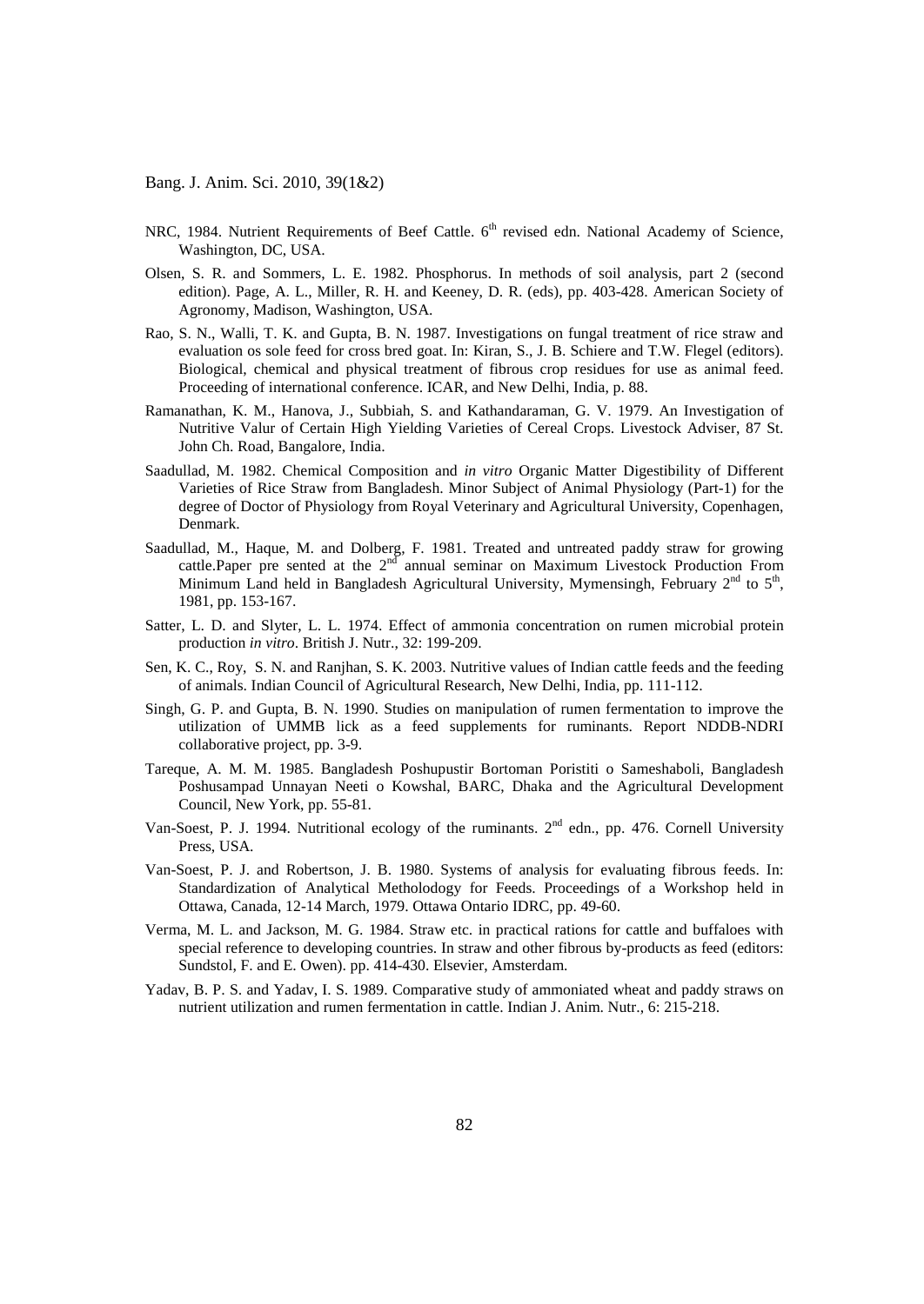NRC, 1984. Nutrient Requirements of Beef Cattle. 6th revised edn. National Academy of Science, Washington, DC, USA.

Olsen, S. R. and Sommers, L. E. 1982. Phosphorus. In methods of soil analysis, part 2 (second edition). Page, A. L., Miller, R. H. and Keeney, D. R. (eds), pp. 403-428. American Society of Agronomy, Madison, Washington, USA.

Rao, S. N., Walli, T. K. and Gupta, B. N. 1987. Investigations on fungal treatment of rice straw and evaluation os sole feed for cross bred goat. In: Kiran, S., J. B. Schiere and T.W. Flegel (editors). Biological, chemical and physical treatment of fibrous crop residues for use as animal feed. Proceeding of international conference. ICAR, and New Delhi, India, p. 88.

Ramanathan, K. M., Hanova, J., Subbiah, S. and Kathandaraman, G. V. 1979. An Investigation of Nutritive Valur of Certain High Yielding Varieties of Cereal Crops. Livestock Adviser, 87 St. John Ch. Road, Bangalore, India.

Saadullad, M. 1982. Chemical Composition and *in vitro* Organic Matter Digestibility of Different Varieties of Rice Straw from Bangladesh. Minor Subject of Animal Physiology (Part-1) for the degree of Doctor of Physiology from Royal Veterinary and Agricultural University, Copenhagen, Denmark.

Saadullad, M., Haque, M. and Dolberg, F. 1981. Treated and untreated paddy straw for growing cattle.Paper pre sented at the 2nd annual seminar on Maximum Livestock Production From Minimum Land held in Bangladesh Agricultural University, Mymensingh, February 2nd to 5th, 1981, pp. 153-167.

Satter, L. D. and Slyter, L. L. 1974. Effect of ammonia concentration on rumen microbial protein production *in vitro*. British J. Nutr., 32: 199-209.

Sen, K. C., Roy, S. N. and Ranjhan, S. K. 2003. Nutritive values of Indian cattle feeds and the feeding of animals. Indian Council of Agricultural Research, New Delhi, India, pp. 111-112.

Singh, G. P. and Gupta, B. N. 1990. Studies on manipulation of rumen fermentation to improve the utilization of UMMB lick as a feed supplements for ruminants. Report NDDB-NDRI collaborative project, pp. 3-9.

Tareque, A. M. M. 1985. Bangladesh Poshupustir Bortoman Poristiti o Sameshaboli, Bangladesh Poshusampad Unnayan Neeti o Kowshal, BARC, Dhaka and the Agricultural Development Council, New York, pp. 55-81.

Van-Soest, P. J. 1994. Nutritional ecology of the ruminants. 2nd edn., pp. 476. Cornell University Press, USA.

Van-Soest, P. J. and Robertson, J. B. 1980. Systems of analysis for evaluating fibrous feeds. In: Standardization of Analytical Metholodogy for Feeds. Proceedings of a Workshop held in Ottawa, Canada, 12-14 March, 1979. Ottawa Ontario IDRC, pp. 49-60.

Verma, M. L. and Jackson, M. G. 1984. Straw etc. in practical rations for cattle and buffaloes with special reference to developing countries. In straw and other fibrous by-products as feed (editors: Sundstol, F. and E. Owen). pp. 414-430. Elsevier, Amsterdam.

Yadav, B. P. S. and Yadav, I. S. 1989. Comparative study of ammoniated wheat and paddy straws on nutrient utilization and rumen fermentation in cattle. Indian J. Anim. Nutr., 6: 215-218.